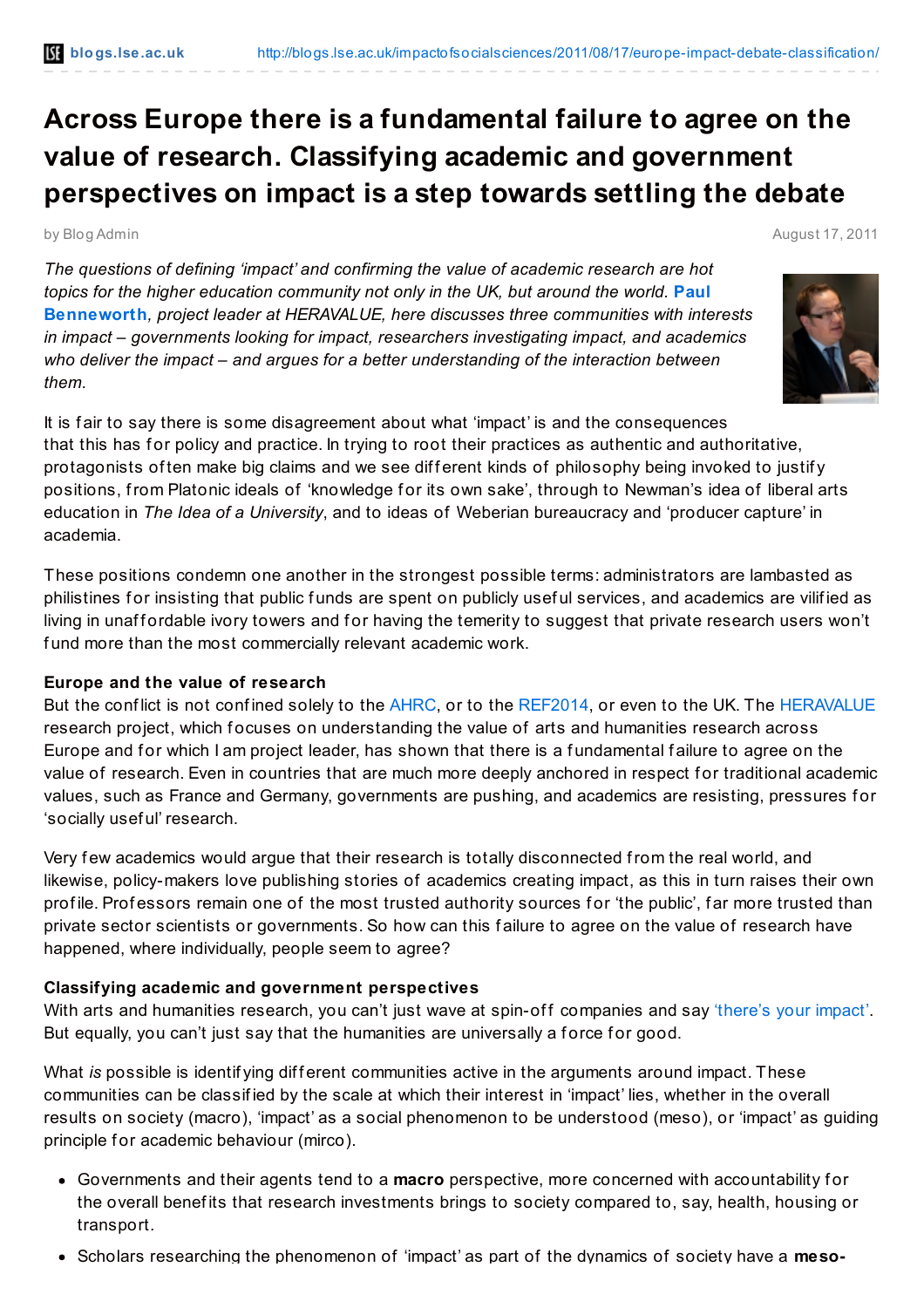# Across Europe there is a fundamental failure to agree on the value of research. Classifying academic and government perspectives on impact is a step towards settling the debate

by Blog Admin — August 17, 2011

*The questions of defining 'impact' and confirming the value of academic research are hot topics for the higher education community not only in the UK, but around the world.* **Paul Benneworth**, *project leader at HERAVALUE, here discusses three communities with interests in impact – governments looking for impact, researchers investigating impact, and academics who deliver the impact – and argues for a better understanding of the interaction between them.*

It is fair to say there is some disagreement about what 'impact' is and the consequences that this has for policy and practice. In trying to root their practices as authentic and authoritative, protagonists often make big claims and we see different kinds of philosophy being invoked to justify positions, from Platonic ideals of 'knowledge for its own sake', through to Newman's idea of liberal arts education in *The Idea of a University*, and to ideas of Weberian bureaucracy and 'producer capture' in academia.

These positions condemn one another in the strongest possible terms: administrators are lambasted as philistines for insisting that public funds are spent on publicly useful services, and academics are vilified as living in unaffordable ivory towers and for having the temerity to suggest that private research users won't fund more than the most commercially relevant academic work.

**Europe and the value of research**

But the conflict is not confined solely to the AHRC, or to the REF2014, or even to the UK. The HERAVALUE research project, which focuses on understanding the value of arts and humanities research across Europe and for which I am project leader, has shown that there is a fundamental failure to agree on the value of research. Even in countries that are much more deeply anchored in respect for traditional academic values, such as France and Germany, governments are pushing, and academics are resisting, pressures for 'socially useful' research.

Very few academics would argue that their research is totally disconnected from the real world, and likewise, policy-makers love publishing stories of academics creating impact, as this in turn raises their own profile. Professors remain one of the most trusted authority sources for 'the public', far more trusted than private sector scientists or governments. So how can this failure to agree on the value of research have happened, where individually, people seem to agree?

**Classifying academic and government perspectives**

With arts and humanities research, you can't just wave at spin-off companies and say 'there's your impact'. But equally, you can't just say that the humanities are universally a force for good.

What *is* possible is identifying different communities active in the arguments around impact. These communities can be classified by the scale at which their interest in 'impact' lies, whether in the overall results on society (macro), 'impact' as a social phenomenon to be understood (meso), or 'impact' as guiding principle for academic behaviour (mirco).

- Governments and their agents tend to a **macro** perspective, more concerned with accountability for the overall benefits that research investments brings to society compared to, say, health, housing or transport.
- Scholars researching the phenomenon of 'impact' as part of the dynamics of society have a **meso-**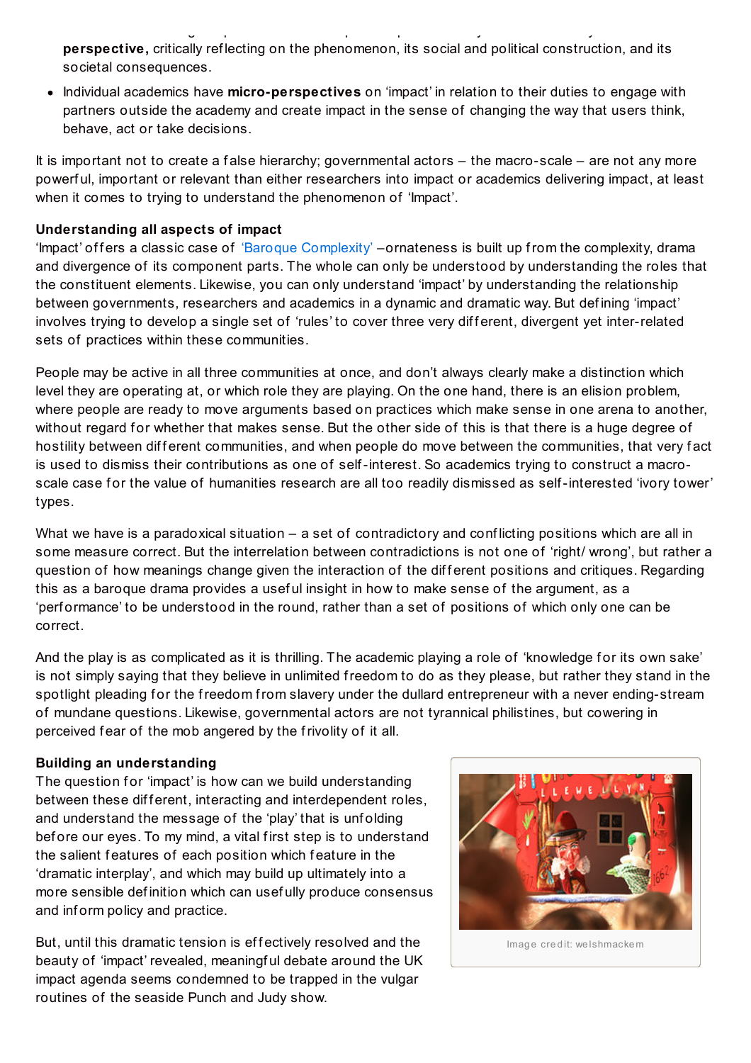**perspective,** critically reflecting on the phenomenon, its social and political construction, and its societal consequences.

- Individual academics have **micro-perspectives** on 'impact' in relation to their duties to engage with partners outside the academy and create impact in the sense of changing the way that users think, behave, act or take decisions.

It is important not to create a false hierarchy; governmental actors – the macro-scale – are not any more powerful, important or relevant than either researchers into impact or academics delivering impact, at least when it comes to trying to understand the phenomenon of 'Impact'.

**Understanding all aspects of impact**

'Impact' offers a classic case of 'Baroque Complexity' –ornateness is built up from the complexity, drama and divergence of its component parts. The whole can only be understood by understanding the roles that the constituent elements. Likewise, you can only understand 'impact' by understanding the relationship between governments, researchers and academics in a dynamic and dramatic way. But defining 'impact' involves trying to develop a single set of 'rules' to cover three very different, divergent yet inter-related sets of practices within these communities.

People may be active in all three communities at once, and don't always clearly make a distinction which level they are operating at, or which role they are playing. On the one hand, there is an elision problem, where people are ready to move arguments based on practices which make sense in one arena to another, without regard for whether that makes sense. But the other side of this is that there is a huge degree of hostility between different communities, and when people do move between the communities, that very fact is used to dismiss their contributions as one of self-interest. So academics trying to construct a macro-scale case for the value of humanities research are all too readily dismissed as self-interested 'ivory tower' types.

What we have is a paradoxical situation – a set of contradictory and conflicting positions which are all in some measure correct. But the interrelation between contradictions is not one of 'right/ wrong', but rather a question of how meanings change given the interaction of the different positions and critiques. Regarding this as a baroque drama provides a useful insight in how to make sense of the argument, as a 'performance' to be understood in the round, rather than a set of positions of which only one can be correct.

And the play is as complicated as it is thrilling. The academic playing a role of 'knowledge for its own sake' is not simply saying that they believe in unlimited freedom to do as they please, but rather they stand in the spotlight pleading for the freedom from slavery under the dullard entrepreneur with a never ending-stream of mundane questions. Likewise, governmental actors are not tyrannical philistines, but cowering in perceived fear of the mob angered by the frivolity of it all.

**Building an understanding**

The question for 'impact' is how can we build understanding between these different, interacting and interdependent roles, and understand the message of the 'play' that is unfolding before our eyes. To my mind, a vital first step is to understand the salient features of each position which feature in the 'dramatic interplay', and which may build up ultimately into a more sensible definition which can usefully produce consensus and inform policy and practice.

Image credit: welshmackem

But, until this dramatic tension is effectively resolved and the beauty of 'impact' revealed, meaningful debate around the UK impact agenda seems condemned to be trapped in the vulgar routines of the seaside Punch and Judy show.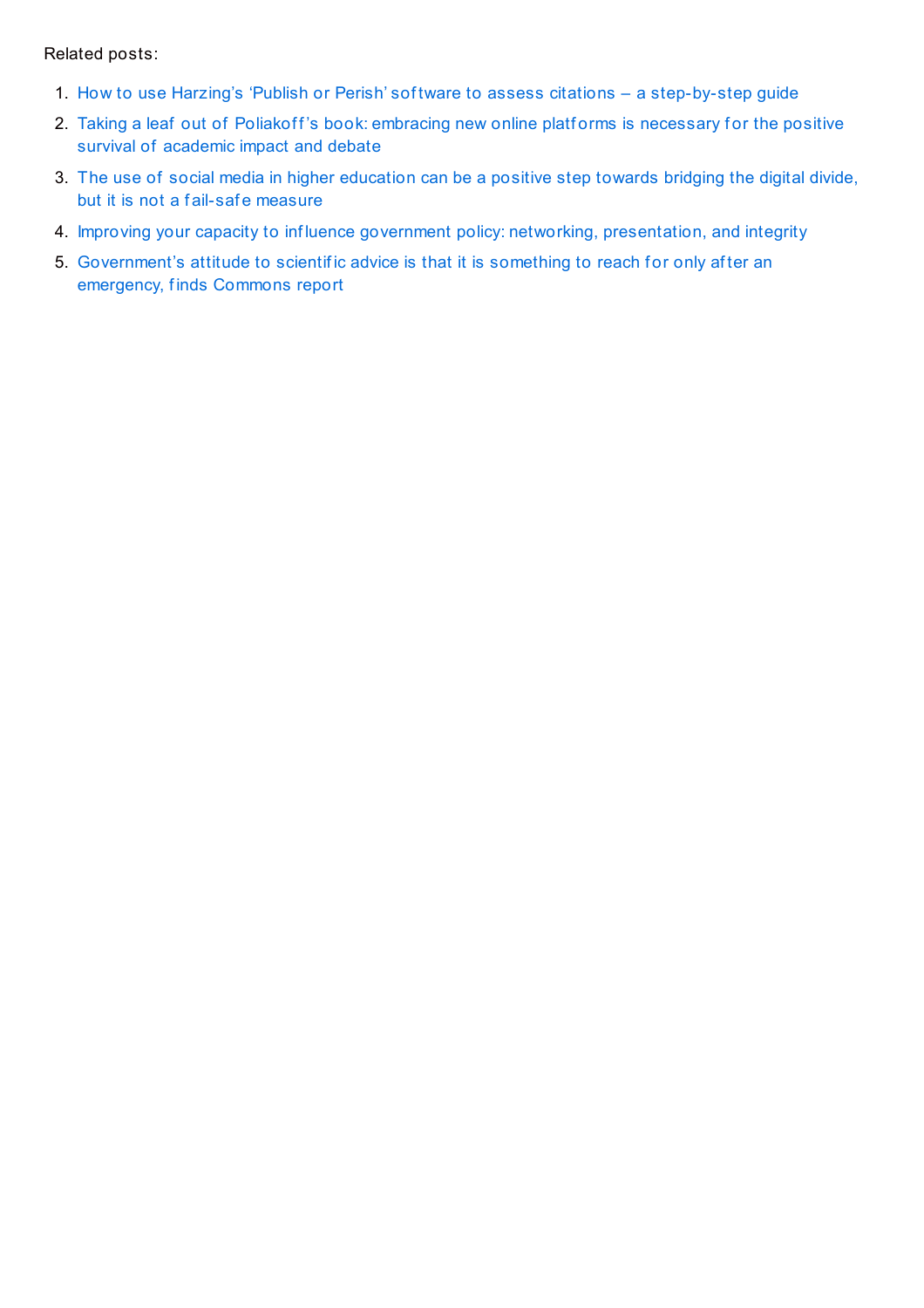Related posts:

1. How to use Harzing's 'Publish or Perish' software to assess citations – a step-by-step guide
2. Taking a leaf out of Poliakoff's book: embracing new online platforms is necessary for the positive survival of academic impact and debate
3. The use of social media in higher education can be a positive step towards bridging the digital divide, but it is not a fail-safe measure
4. Improving your capacity to influence government policy: networking, presentation, and integrity
5. Government's attitude to scientific advice is that it is something to reach for only after an emergency, finds Commons report